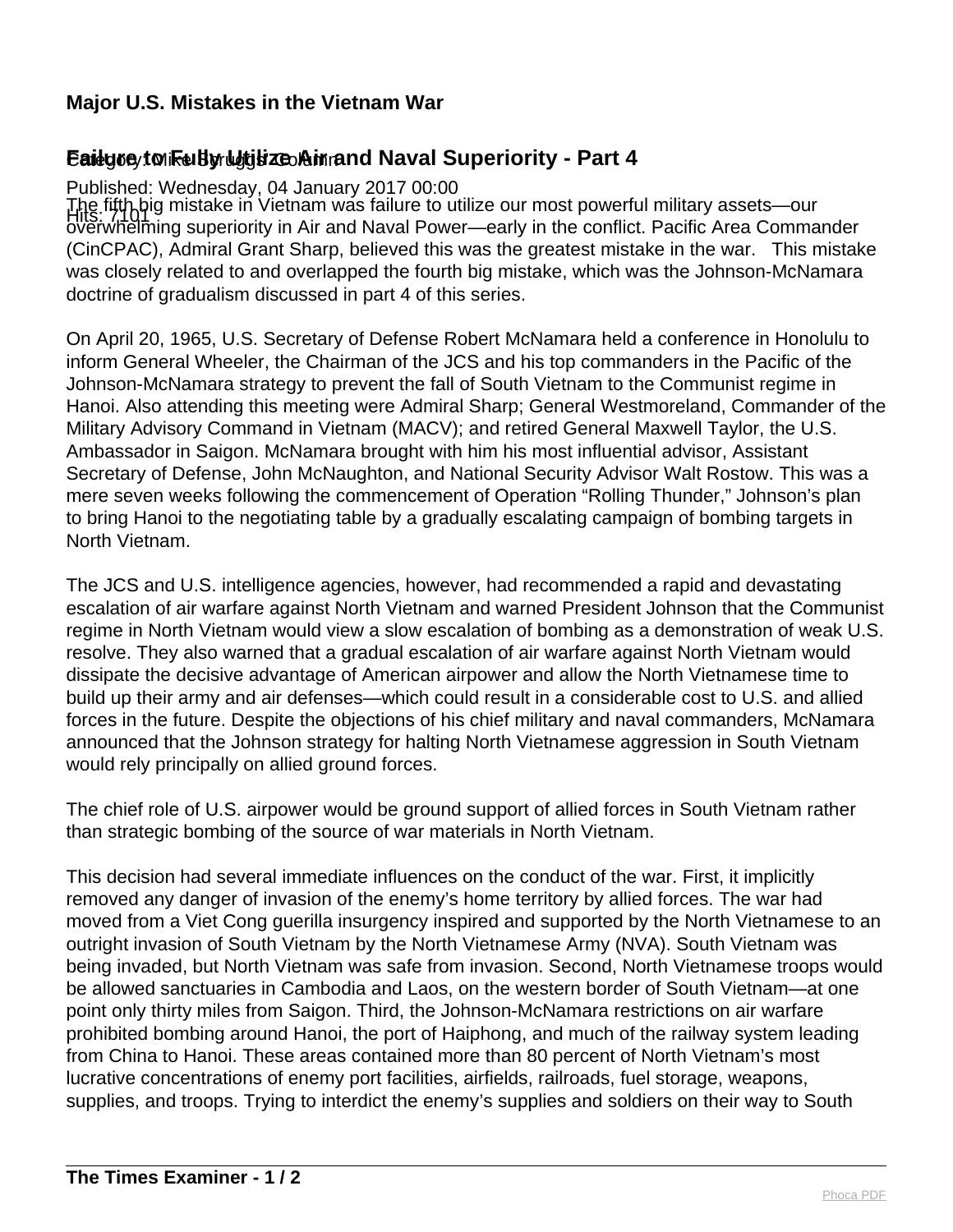## Major U.S. Mistakes in the Vietnam War

### Failure to Fully Utilize Air and Naval Superiority - Part 4

Category: Mike Scruggs Column

Published: Wednesday, 04 January 2017 00:00

Hits: 7101

The fifth big mistake in Vietnam was failure to utilize our most powerful military assets—our overwhelming superiority in Air and Naval Power—early in the conflict. Pacific Area Commander (CinCPAC), Admiral Grant Sharp, believed this was the greatest mistake in the war. This mistake was closely related to and overlapped the fourth big mistake, which was the Johnson-McNamara doctrine of gradualism discussed in part 4 of this series.

On April 20, 1965, U.S. Secretary of Defense Robert McNamara held a conference in Honolulu to inform General Wheeler, the Chairman of the JCS and his top commanders in the Pacific of the Johnson-McNamara strategy to prevent the fall of South Vietnam to the Communist regime in Hanoi. Also attending this meeting were Admiral Sharp; General Westmoreland, Commander of the Military Advisory Command in Vietnam (MACV); and retired General Maxwell Taylor, the U.S. Ambassador in Saigon. McNamara brought with him his most influential advisor, Assistant Secretary of Defense, John McNaughton, and National Security Advisor Walt Rostow. This was a mere seven weeks following the commencement of Operation "Rolling Thunder," Johnson's plan to bring Hanoi to the negotiating table by a gradually escalating campaign of bombing targets in North Vietnam.

The JCS and U.S. intelligence agencies, however, had recommended a rapid and devastating escalation of air warfare against North Vietnam and warned President Johnson that the Communist regime in North Vietnam would view a slow escalation of bombing as a demonstration of weak U.S. resolve. They also warned that a gradual escalation of air warfare against North Vietnam would dissipate the decisive advantage of American airpower and allow the North Vietnamese time to build up their army and air defenses—which could result in a considerable cost to U.S. and allied forces in the future. Despite the objections of his chief military and naval commanders, McNamara announced that the Johnson strategy for halting North Vietnamese aggression in South Vietnam would rely principally on allied ground forces.

The chief role of U.S. airpower would be ground support of allied forces in South Vietnam rather than strategic bombing of the source of war materials in North Vietnam.

This decision had several immediate influences on the conduct of the war. First, it implicitly removed any danger of invasion of the enemy's home territory by allied forces. The war had moved from a Viet Cong guerilla insurgency inspired and supported by the North Vietnamese to an outright invasion of South Vietnam by the North Vietnamese Army (NVA). South Vietnam was being invaded, but North Vietnam was safe from invasion. Second, North Vietnamese troops would be allowed sanctuaries in Cambodia and Laos, on the western border of South Vietnam—at one point only thirty miles from Saigon. Third, the Johnson-McNamara restrictions on air warfare prohibited bombing around Hanoi, the port of Haiphong, and much of the railway system leading from China to Hanoi. These areas contained more than 80 percent of North Vietnam's most lucrative concentrations of enemy port facilities, airfields, railroads, fuel storage, weapons, supplies, and troops. Trying to interdict the enemy's supplies and soldiers on their way to South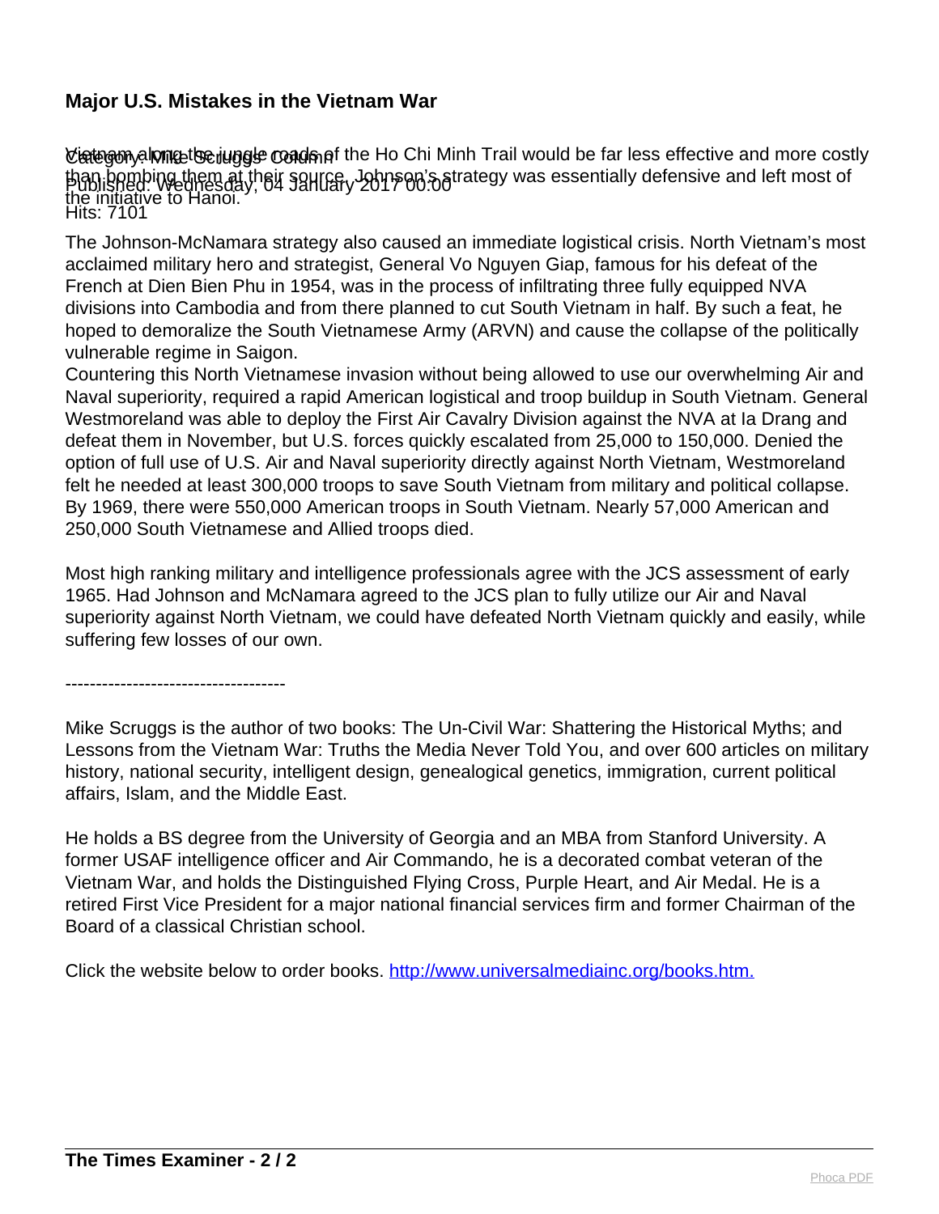Vietnam along the jungle roads of the Ho Chi Minh Trail would be far less effective and more costly than bombing them at their source. Johnson's strategy was essentially defensive and left most of the initiative to Hanoi.

The Johnson-McNamara strategy also caused an immediate logistical crisis. North Vietnam's most acclaimed military hero and strategist, General Vo Nguyen Giap, famous for his defeat of the French at Dien Bien Phu in 1954, was in the process of infiltrating three fully equipped NVA divisions into Cambodia and from there planned to cut South Vietnam in half. By such a feat, he hoped to demoralize the South Vietnamese Army (ARVN) and cause the collapse of the politically vulnerable regime in Saigon.

Countering this North Vietnamese invasion without being allowed to use our overwhelming Air and Naval superiority, required a rapid American logistical and troop buildup in South Vietnam. General Westmoreland was able to deploy the First Air Cavalry Division against the NVA at Ia Drang and defeat them in November, but U.S. forces quickly escalated from 25,000 to 150,000. Denied the option of full use of U.S. Air and Naval superiority directly against North Vietnam, Westmoreland felt he needed at least 300,000 troops to save South Vietnam from military and political collapse. By 1969, there were 550,000 American troops in South Vietnam. Nearly 57,000 American and 250,000 South Vietnamese and Allied troops died.

Most high ranking military and intelligence professionals agree with the JCS assessment of early 1965. Had Johnson and McNamara agreed to the JCS plan to fully utilize our Air and Naval superiority against North Vietnam, we could have defeated North Vietnam quickly and easily, while suffering few losses of our own.

------------------------------------

Mike Scruggs is the author of two books: The Un-Civil War: Shattering the Historical Myths; and Lessons from the Vietnam War: Truths the Media Never Told You, and over 600 articles on military history, national security, intelligent design, genealogical genetics, immigration, current political affairs, Islam, and the Middle East.

He holds a BS degree from the University of Georgia and an MBA from Stanford University. A former USAF intelligence officer and Air Commando, he is a decorated combat veteran of the Vietnam War, and holds the Distinguished Flying Cross, Purple Heart, and Air Medal. He is a retired First Vice President for a major national financial services firm and former Chairman of the Board of a classical Christian school.

Click the website below to order books. [http://www.universalmediainc.org/books.htm.](http://www.universalmediainc.org/books.htm)